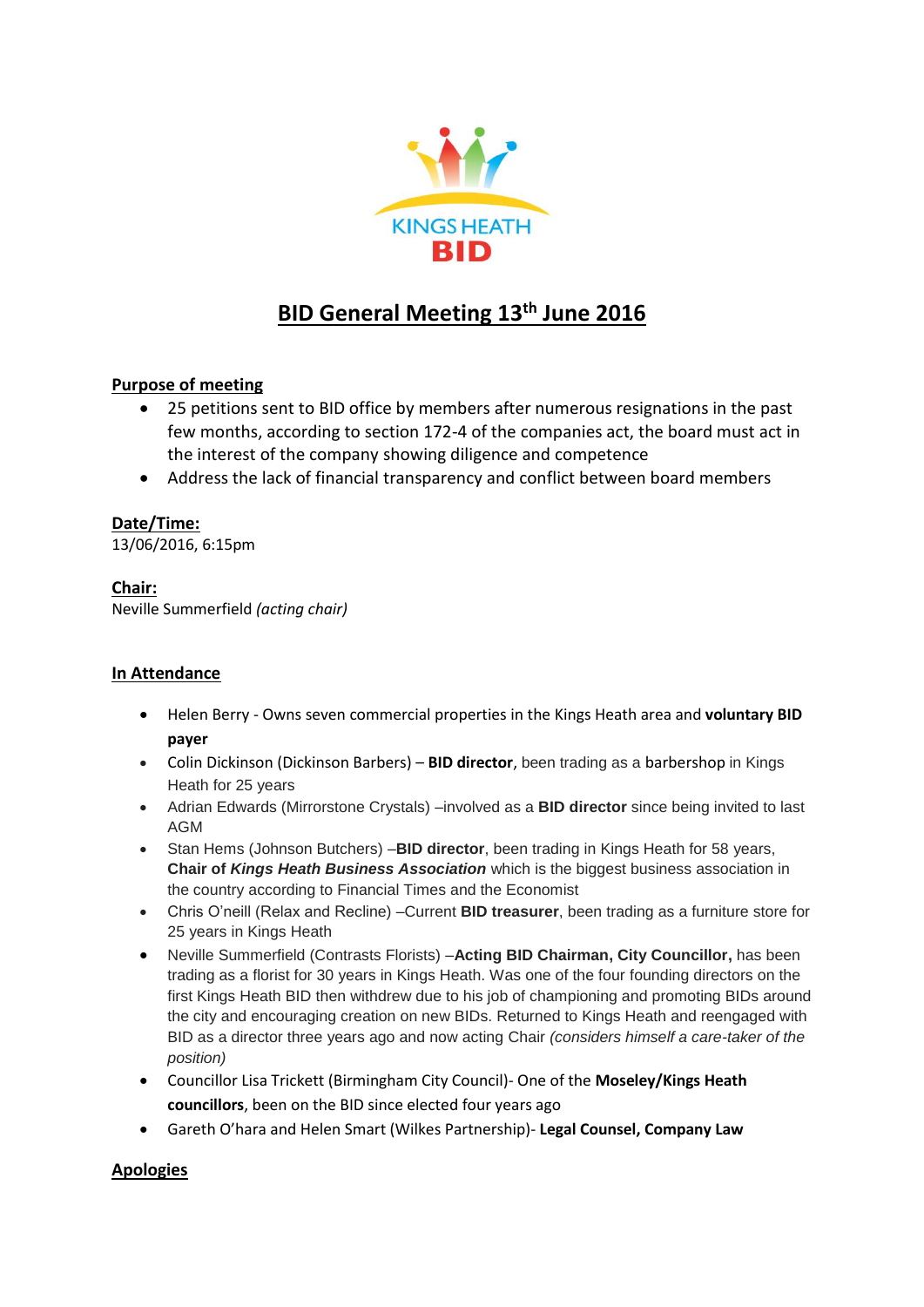KINGS HEATH
BID

# BID General Meeting 13th June 2016

## Purpose of meeting

- 25 petitions sent to BID office by members after numerous resignations in the past few months, according to section 172-4 of the companies act, the board must act in the interest of the company showing diligence and competence
- Address the lack of financial transparency and conflict between board members

## Date/Time:

13/06/2016, 6:15pm

## Chair:

Neville Summerfield *(acting chair)*

## In Attendance

- Helen Berry - Owns seven commercial properties in the Kings Heath area and **voluntary BID payer**
- Colin Dickinson (Dickinson Barbers) – **BID director**, been trading as a barbershop in Kings Heath for 25 years
- Adrian Edwards (Mirrorstone Crystals) –involved as a **BID director** since being invited to last AGM
- Stan Hems (Johnson Butchers) –**BID director**, been trading in Kings Heath for 58 years, **Chair of *Kings Heath Business Association*** which is the biggest business association in the country according to Financial Times and the Economist
- Chris O'neill (Relax and Recline) –Current **BID treasurer**, been trading as a furniture store for 25 years in Kings Heath
- Neville Summerfield (Contrasts Florists) –**Acting BID Chairman, City Councillor,** has been trading as a florist for 30 years in Kings Heath. Was one of the four founding directors on the first Kings Heath BID then withdrew due to his job of championing and promoting BIDs around the city and encouraging creation on new BIDs. Returned to Kings Heath and reengaged with BID as a director three years ago and now acting Chair *(considers himself a care-taker of the position)*
- Councillor Lisa Trickett (Birmingham City Council)- One of the **Moseley/Kings Heath councillors**, been on the BID since elected four years ago
- Gareth O'hara and Helen Smart (Wilkes Partnership)- **Legal Counsel, Company Law**

## Apologies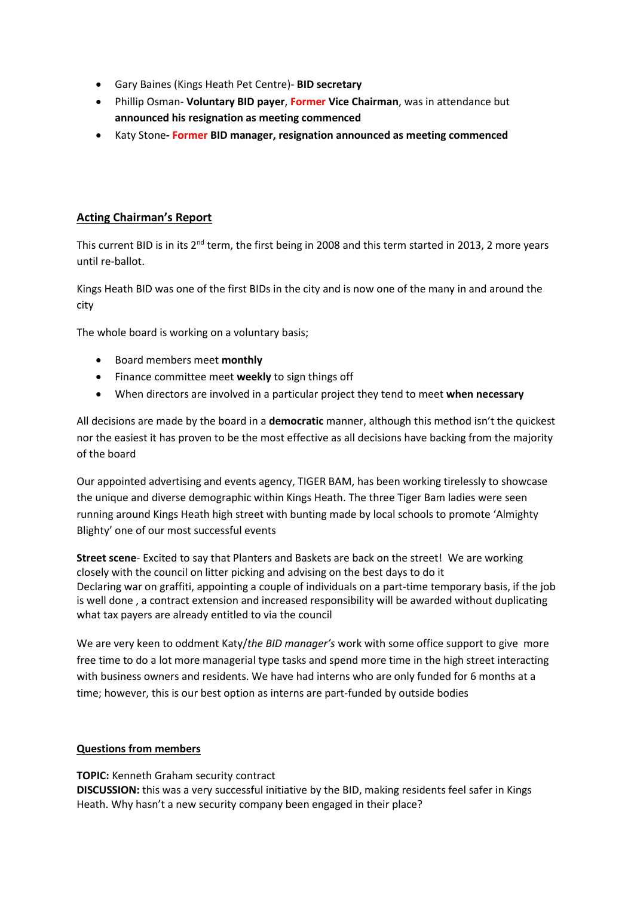- Gary Baines (Kings Heath Pet Centre)- **BID secretary**
- Phillip Osman- **Voluntary BID payer**, **Former Vice Chairman**, was in attendance but **announced his resignation as meeting commenced**
- Katy Stone**- Former BID manager, resignation announced as meeting commenced**

## Acting Chairman's Report

This current BID is in its 2nd term, the first being in 2008 and this term started in 2013, 2 more years until re-ballot.

Kings Heath BID was one of the first BIDs in the city and is now one of the many in and around the city

The whole board is working on a voluntary basis;

- Board members meet **monthly**
- Finance committee meet **weekly** to sign things off
- When directors are involved in a particular project they tend to meet **when necessary**

All decisions are made by the board in a **democratic** manner, although this method isn't the quickest nor the easiest it has proven to be the most effective as all decisions have backing from the majority of the board

Our appointed advertising and events agency, TIGER BAM, has been working tirelessly to showcase the unique and diverse demographic within Kings Heath. The three Tiger Bam ladies were seen running around Kings Heath high street with bunting made by local schools to promote 'Almighty Blighty' one of our most successful events

**Street scene**- Excited to say that Planters and Baskets are back on the street! We are working closely with the council on litter picking and advising on the best days to do it
Declaring war on graffiti, appointing a couple of individuals on a part-time temporary basis, if the job is well done , a contract extension and increased responsibility will be awarded without duplicating what tax payers are already entitled to via the council

We are very keen to oddment Katy/*the BID manager's* work with some office support to give more free time to do a lot more managerial type tasks and spend more time in the high street interacting with business owners and residents. We have had interns who are only funded for 6 months at a time; however, this is our best option as interns are part-funded by outside bodies

## Questions from members

**TOPIC:** Kenneth Graham security contract
**DISCUSSION:** this was a very successful initiative by the BID, making residents feel safer in Kings Heath. Why hasn't a new security company been engaged in their place?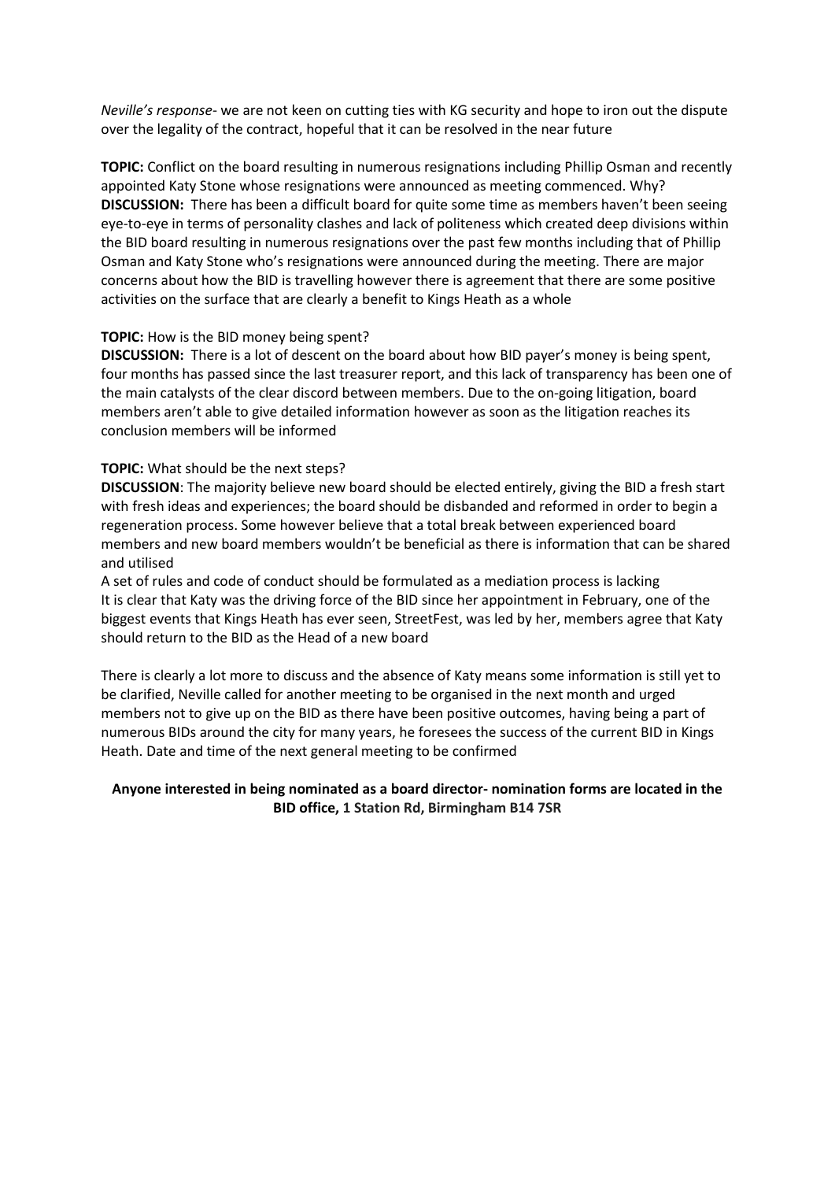*Neville's response*- we are not keen on cutting ties with KG security and hope to iron out the dispute over the legality of the contract, hopeful that it can be resolved in the near future

**TOPIC:** Conflict on the board resulting in numerous resignations including Phillip Osman and recently appointed Katy Stone whose resignations were announced as meeting commenced. Why?
**DISCUSSION:** There has been a difficult board for quite some time as members haven't been seeing eye-to-eye in terms of personality clashes and lack of politeness which created deep divisions within the BID board resulting in numerous resignations over the past few months including that of Phillip Osman and Katy Stone who's resignations were announced during the meeting. There are major concerns about how the BID is travelling however there is agreement that there are some positive activities on the surface that are clearly a benefit to Kings Heath as a whole

**TOPIC:** How is the BID money being spent?
**DISCUSSION:** There is a lot of descent on the board about how BID payer's money is being spent, four months has passed since the last treasurer report, and this lack of transparency has been one of the main catalysts of the clear discord between members. Due to the on-going litigation, board members aren't able to give detailed information however as soon as the litigation reaches its conclusion members will be informed

**TOPIC:** What should be the next steps?
**DISCUSSION**: The majority believe new board should be elected entirely, giving the BID a fresh start with fresh ideas and experiences; the board should be disbanded and reformed in order to begin a regeneration process. Some however believe that a total break between experienced board members and new board members wouldn't be beneficial as there is information that can be shared and utilised
A set of rules and code of conduct should be formulated as a mediation process is lacking
It is clear that Katy was the driving force of the BID since her appointment in February, one of the biggest events that Kings Heath has ever seen, StreetFest, was led by her, members agree that Katy should return to the BID as the Head of a new board

There is clearly a lot more to discuss and the absence of Katy means some information is still yet to be clarified, Neville called for another meeting to be organised in the next month and urged members not to give up on the BID as there have been positive outcomes, having being a part of numerous BIDs around the city for many years, he foresees the success of the current BID in Kings Heath. Date and time of the next general meeting to be confirmed

**Anyone interested in being nominated as a board director- nomination forms are located in the BID office, 1 Station Rd, Birmingham B14 7SR**